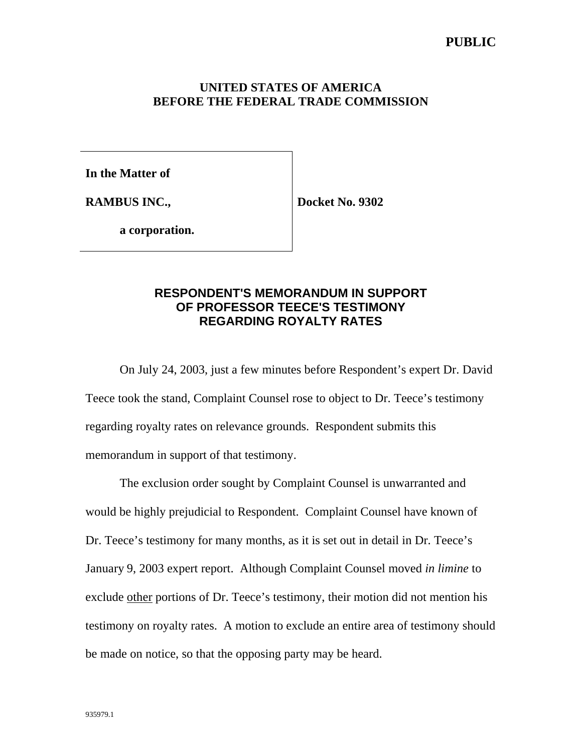**PUBLIC**

**UNITED STATES OF AMERICA**
**BEFORE THE FEDERAL TRADE COMMISSION**

| | |
|---|---|
| **In the Matter of** | |
| **RAMBUS INC.,** | **Docket No. 9302** |
| **a corporation.** | |

# RESPONDENT'S MEMORANDUM IN SUPPORT OF PROFESSOR TEECE'S TESTIMONY REGARDING ROYALTY RATES

On July 24, 2003, just a few minutes before Respondent's expert Dr. David Teece took the stand, Complaint Counsel rose to object to Dr. Teece's testimony regarding royalty rates on relevance grounds. Respondent submits this memorandum in support of that testimony.

The exclusion order sought by Complaint Counsel is unwarranted and would be highly prejudicial to Respondent. Complaint Counsel have known of Dr. Teece's testimony for many months, as it is set out in detail in Dr. Teece's January 9, 2003 expert report. Although Complaint Counsel moved *in limine* to exclude <u>other</u> portions of Dr. Teece's testimony, their motion did not mention his testimony on royalty rates. A motion to exclude an entire area of testimony should be made on notice, so that the opposing party may be heard.

935979.1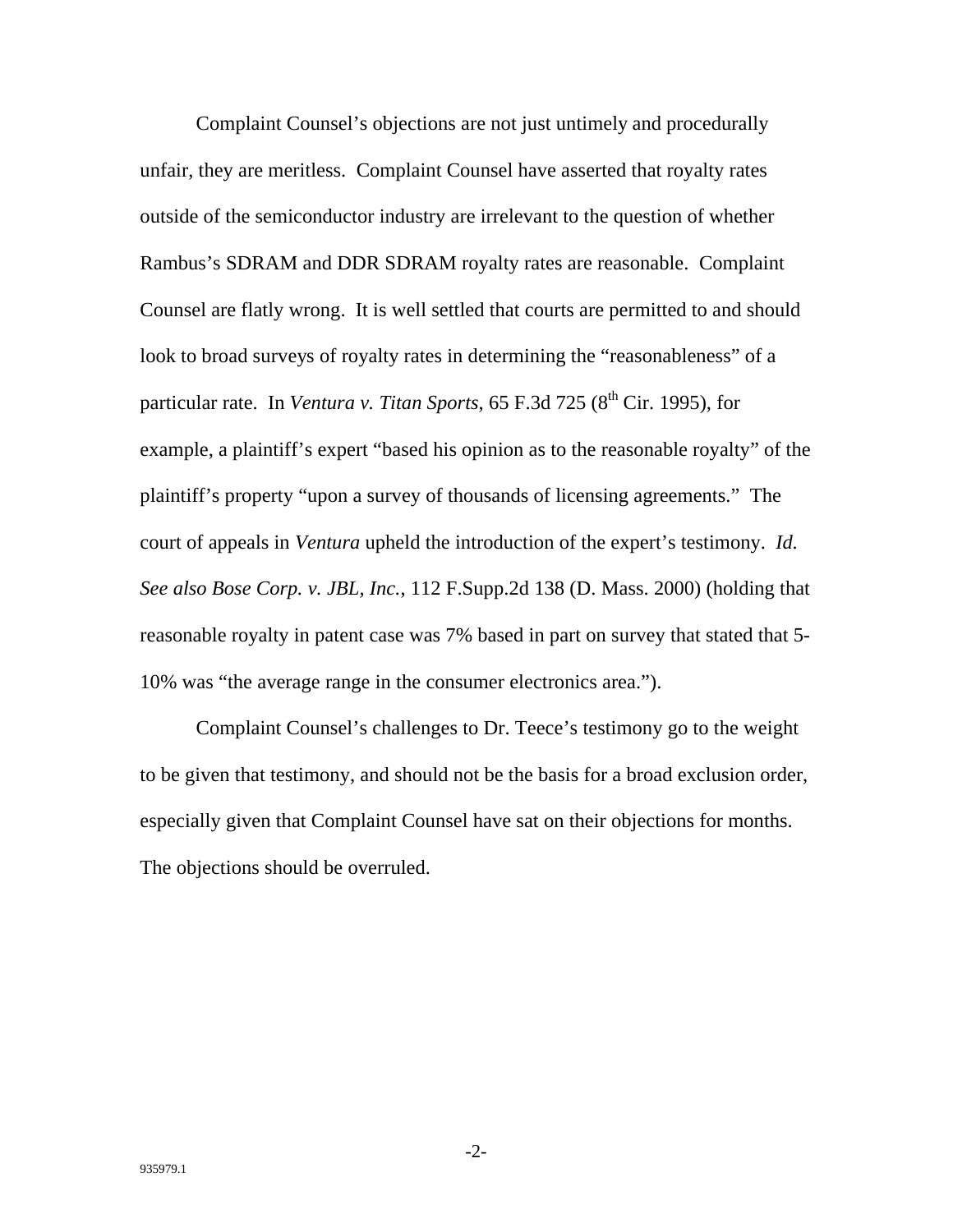Complaint Counsel's objections are not just untimely and procedurally unfair, they are meritless. Complaint Counsel have asserted that royalty rates outside of the semiconductor industry are irrelevant to the question of whether Rambus's SDRAM and DDR SDRAM royalty rates are reasonable. Complaint Counsel are flatly wrong. It is well settled that courts are permitted to and should look to broad surveys of royalty rates in determining the "reasonableness" of a particular rate. In *Ventura v. Titan Sports*, 65 F.3d 725 (8th Cir. 1995), for example, a plaintiff's expert "based his opinion as to the reasonable royalty" of the plaintiff's property "upon a survey of thousands of licensing agreements." The court of appeals in *Ventura* upheld the introduction of the expert's testimony. *Id. See also Bose Corp. v. JBL, Inc.*, 112 F.Supp.2d 138 (D. Mass. 2000) (holding that reasonable royalty in patent case was 7% based in part on survey that stated that 5-10% was "the average range in the consumer electronics area.").

Complaint Counsel's challenges to Dr. Teece's testimony go to the weight to be given that testimony, and should not be the basis for a broad exclusion order, especially given that Complaint Counsel have sat on their objections for months. The objections should be overruled.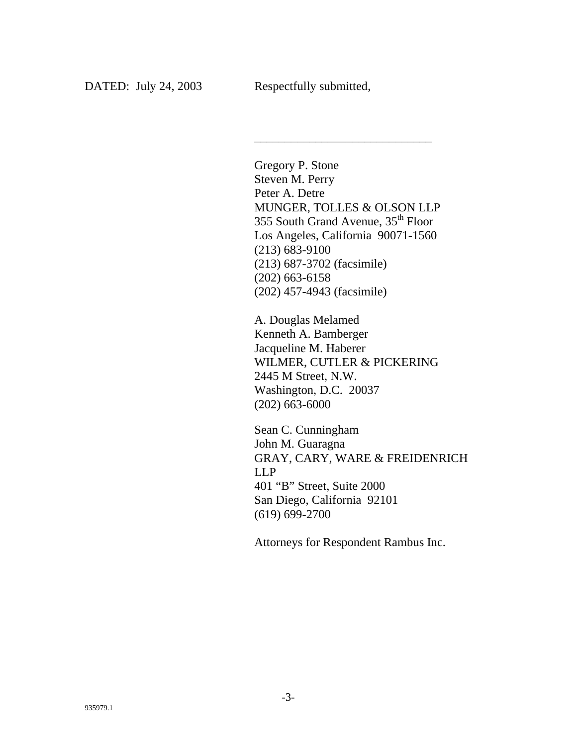DATED: July 24, 2003 Respectfully submitted,

\_\_\_\_\_\_\_\_\_\_\_\_\_\_\_\_\_\_\_\_\_\_\_\_\_\_\_\_\_\_

Gregory P. Stone  
Steven M. Perry  
Peter A. Detre  
MUNGER, TOLLES & OLSON LLP  
355 South Grand Avenue, 35th Floor  
Los Angeles, California 90071-1560  
(213) 683-9100  
(213) 687-3702 (facsimile)  
(202) 663-6158  
(202) 457-4943 (facsimile)

A. Douglas Melamed  
Kenneth A. Bamberger  
Jacqueline M. Haberer  
WILMER, CUTLER & PICKERING  
2445 M Street, N.W.  
Washington, D.C. 20037  
(202) 663-6000

Sean C. Cunningham  
John M. Guaragna  
GRAY, CARY, WARE & FREIDENRICH LLP  
401 "B" Street, Suite 2000  
San Diego, California 92101  
(619) 699-2700

Attorneys for Respondent Rambus Inc.

935979.1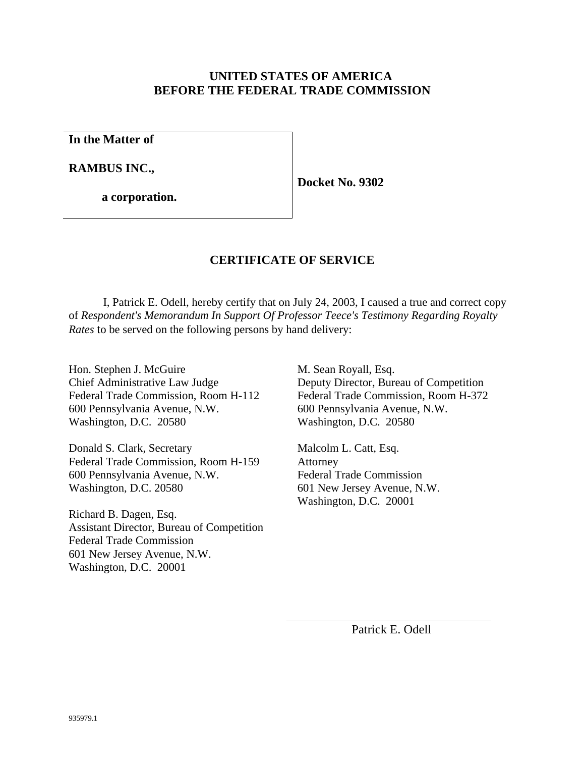**UNITED STATES OF AMERICA**
**BEFORE THE FEDERAL TRADE COMMISSION**

| | |
|---|---|
| **In the Matter of**<br><br>**RAMBUS INC.,**<br><br>**a corporation.** | **Docket No. 9302** |

## CERTIFICATE OF SERVICE

I, Patrick E. Odell, hereby certify that on July 24, 2003, I caused a true and correct copy of *Respondent's Memorandum In Support Of Professor Teece's Testimony Regarding Royalty Rates* to be served on the following persons by hand delivery:

Hon. Stephen J. McGuire
Chief Administrative Law Judge
Federal Trade Commission, Room H-112
600 Pennsylvania Avenue, N.W.
Washington, D.C. 20580

Donald S. Clark, Secretary
Federal Trade Commission, Room H-159
600 Pennsylvania Avenue, N.W.
Washington, D.C. 20580

Richard B. Dagen, Esq.
Assistant Director, Bureau of Competition
Federal Trade Commission
601 New Jersey Avenue, N.W.
Washington, D.C. 20001

M. Sean Royall, Esq.
Deputy Director, Bureau of Competition
Federal Trade Commission, Room H-372
600 Pennsylvania Avenue, N.W.
Washington, D.C. 20580

Malcolm L. Catt, Esq.
Attorney
Federal Trade Commission
601 New Jersey Avenue, N.W.
Washington, D.C. 20001

\_\_\_\_\_\_\_\_\_\_\_\_\_\_\_\_\_\_\_\_\_\_\_\_\_\_\_\_\_\_
Patrick E. Odell

935979.1